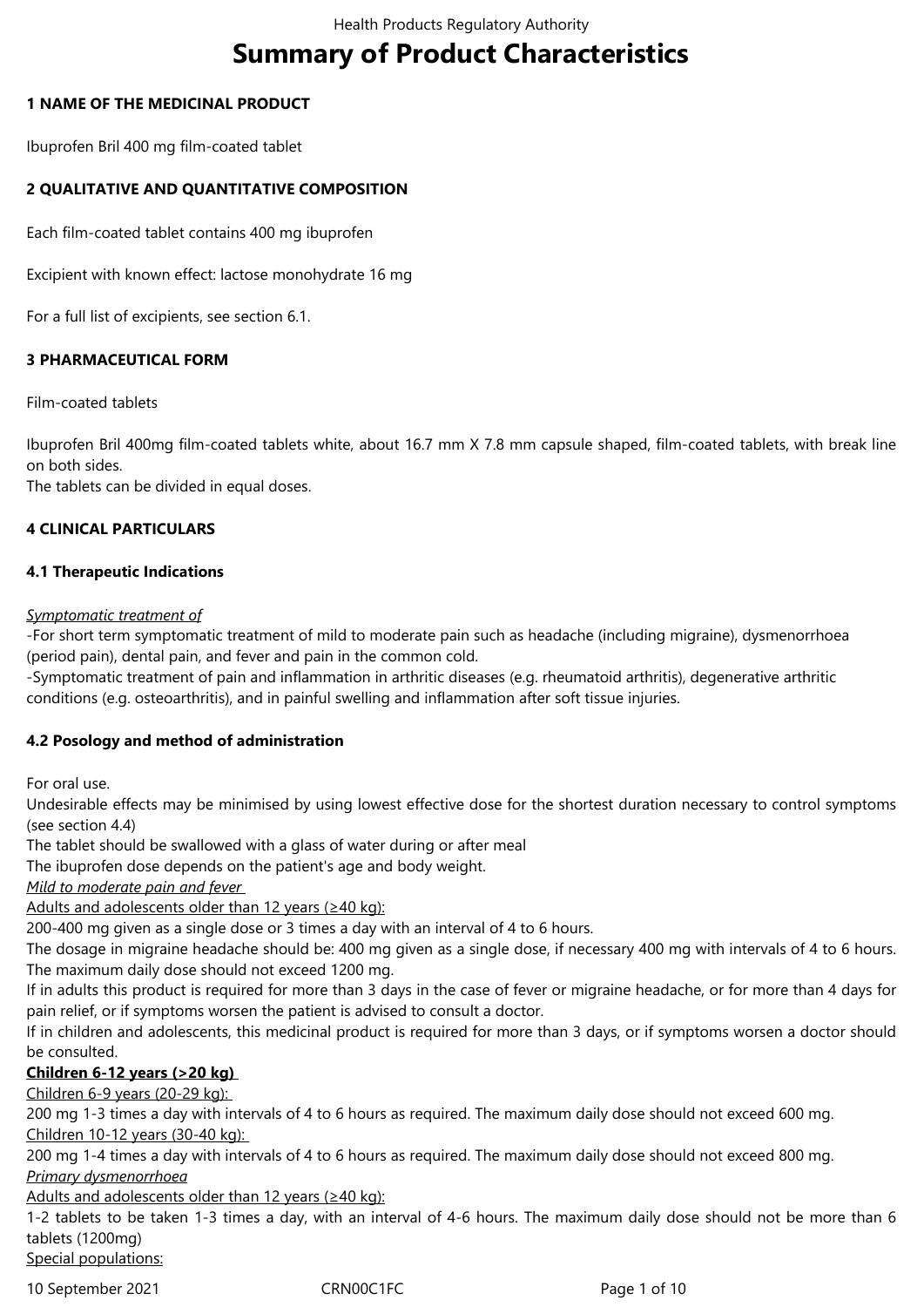# Summary of Product Characteristics

## 1 NAME OF THE MEDICINAL PRODUCT

Ibuprofen Bril 400 mg film-coated tablet

## 2 QUALITATIVE AND QUANTITATIVE COMPOSITION

Each film-coated tablet contains 400 mg ibuprofen

Excipient with known effect: lactose monohydrate 16 mg

For a full list of excipients, see section 6.1.

## 3 PHARMACEUTICAL FORM

Film-coated tablets

Ibuprofen Bril 400mg film-coated tablets white, about 16.7 mm X 7.8 mm capsule shaped, film-coated tablets, with break line on both sides.
The tablets can be divided in equal doses.

## 4 CLINICAL PARTICULARS

### 4.1 Therapeutic Indications

*Symptomatic treatment of*

-For short term symptomatic treatment of mild to moderate pain such as headache (including migraine), dysmenorrhoea (period pain), dental pain, and fever and pain in the common cold.
-Symptomatic treatment of pain and inflammation in arthritic diseases (e.g. rheumatoid arthritis), degenerative arthritic conditions (e.g. osteoarthritis), and in painful swelling and inflammation after soft tissue injuries.

### 4.2 Posology and method of administration

For oral use.
Undesirable effects may be minimised by using lowest effective dose for the shortest duration necessary to control symptoms (see section 4.4)
The tablet should be swallowed with a glass of water during or after meal
The ibuprofen dose depends on the patient's age and body weight.

*Mild to moderate pain and fever*

Adults and adolescents older than 12 years (≥40 kg):

200-400 mg given as a single dose or 3 times a day with an interval of 4 to 6 hours.
The dosage in migraine headache should be: 400 mg given as a single dose, if necessary 400 mg with intervals of 4 to 6 hours. The maximum daily dose should not exceed 1200 mg.
If in adults this product is required for more than 3 days in the case of fever or migraine headache, or for more than 4 days for pain relief, or if symptoms worsen the patient is advised to consult a doctor.
If in children and adolescents, this medicinal product is required for more than 3 days, or if symptoms worsen a doctor should be consulted.

**Children 6-12 years (>20 kg)**

Children 6-9 years (20-29 kg):

200 mg 1-3 times a day with intervals of 4 to 6 hours as required. The maximum daily dose should not exceed 600 mg.

Children 10-12 years (30-40 kg):

200 mg 1-4 times a day with intervals of 4 to 6 hours as required. The maximum daily dose should not exceed 800 mg.

*Primary dysmenorrhoea*

Adults and adolescents older than 12 years (≥40 kg):

1-2 tablets to be taken 1-3 times a day, with an interval of 4-6 hours. The maximum daily dose should not be more than 6 tablets (1200mg)

Special populations: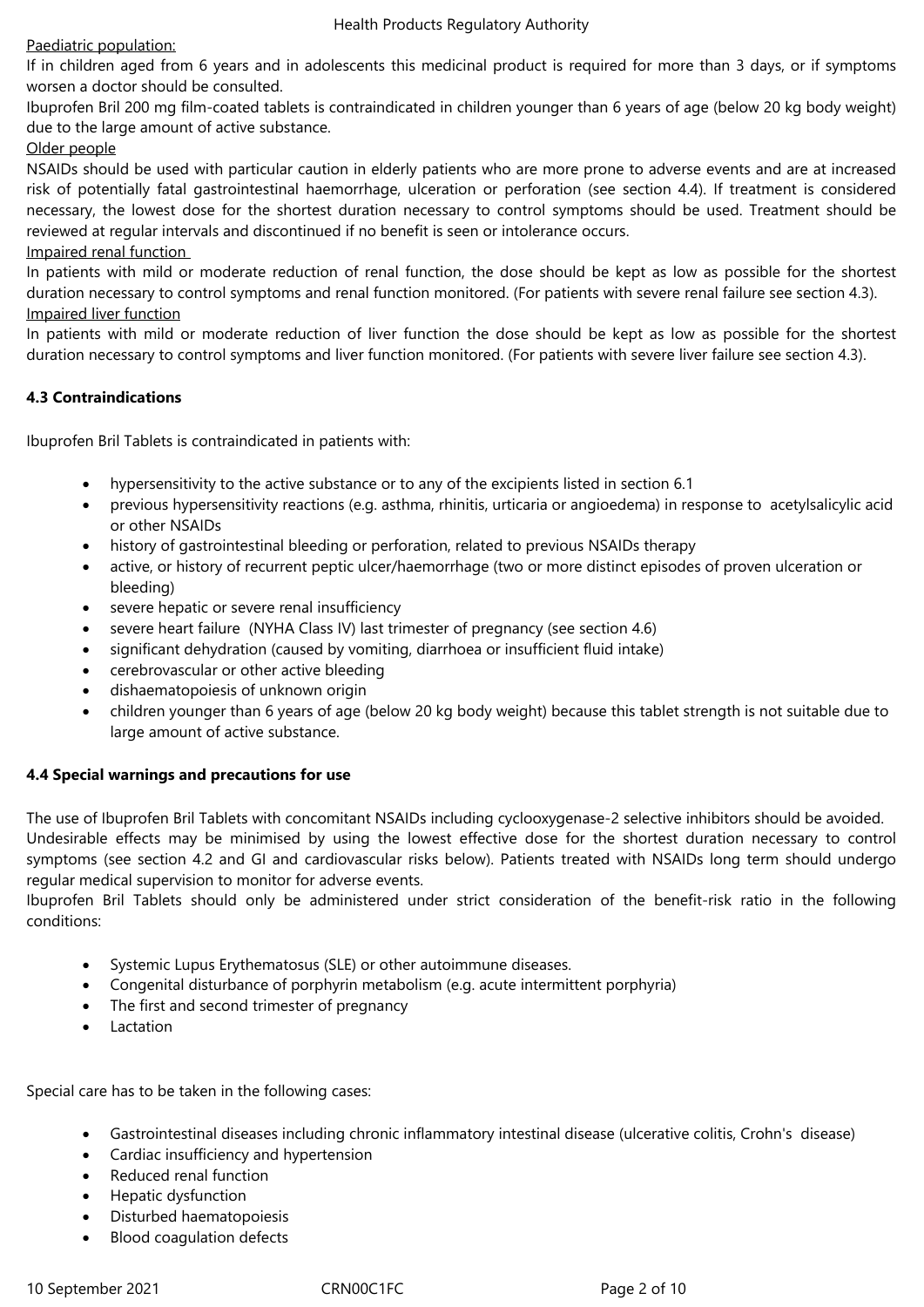Paediatric population:

If in children aged from 6 years and in adolescents this medicinal product is required for more than 3 days, or if symptoms worsen a doctor should be consulted.

Ibuprofen Bril 200 mg film-coated tablets is contraindicated in children younger than 6 years of age (below 20 kg body weight) due to the large amount of active substance.

Older people

NSAIDs should be used with particular caution in elderly patients who are more prone to adverse events and are at increased risk of potentially fatal gastrointestinal haemorrhage, ulceration or perforation (see section 4.4). If treatment is considered necessary, the lowest dose for the shortest duration necessary to control symptoms should be used. Treatment should be reviewed at regular intervals and discontinued if no benefit is seen or intolerance occurs.

Impaired renal function

In patients with mild or moderate reduction of renal function, the dose should be kept as low as possible for the shortest duration necessary to control symptoms and renal function monitored. (For patients with severe renal failure see section 4.3).

Impaired liver function

In patients with mild or moderate reduction of liver function the dose should be kept as low as possible for the shortest duration necessary to control symptoms and liver function monitored. (For patients with severe liver failure see section 4.3).

**4.3 Contraindications**

Ibuprofen Bril Tablets is contraindicated in patients with:

- hypersensitivity to the active substance or to any of the excipients listed in section 6.1
- previous hypersensitivity reactions (e.g. asthma, rhinitis, urticaria or angioedema) in response to acetylsalicylic acid or other NSAIDs
- history of gastrointestinal bleeding or perforation, related to previous NSAIDs therapy
- active, or history of recurrent peptic ulcer/haemorrhage (two or more distinct episodes of proven ulceration or bleeding)
- severe hepatic or severe renal insufficiency
- severe heart failure (NYHA Class IV) last trimester of pregnancy (see section 4.6)
- significant dehydration (caused by vomiting, diarrhoea or insufficient fluid intake)
- cerebrovascular or other active bleeding
- dishaematopoiesis of unknown origin
- children younger than 6 years of age (below 20 kg body weight) because this tablet strength is not suitable due to large amount of active substance.

**4.4 Special warnings and precautions for use**

The use of Ibuprofen Bril Tablets with concomitant NSAIDs including cyclooxygenase-2 selective inhibitors should be avoided. Undesirable effects may be minimised by using the lowest effective dose for the shortest duration necessary to control symptoms (see section 4.2 and GI and cardiovascular risks below). Patients treated with NSAIDs long term should undergo regular medical supervision to monitor for adverse events.

Ibuprofen Bril Tablets should only be administered under strict consideration of the benefit-risk ratio in the following conditions:

- Systemic Lupus Erythematosus (SLE) or other autoimmune diseases.
- Congenital disturbance of porphyrin metabolism (e.g. acute intermittent porphyria)
- The first and second trimester of pregnancy
- Lactation

Special care has to be taken in the following cases:

- Gastrointestinal diseases including chronic inflammatory intestinal disease (ulcerative colitis, Crohn's disease)
- Cardiac insufficiency and hypertension
- Reduced renal function
- Hepatic dysfunction
- Disturbed haematopoiesis
- Blood coagulation defects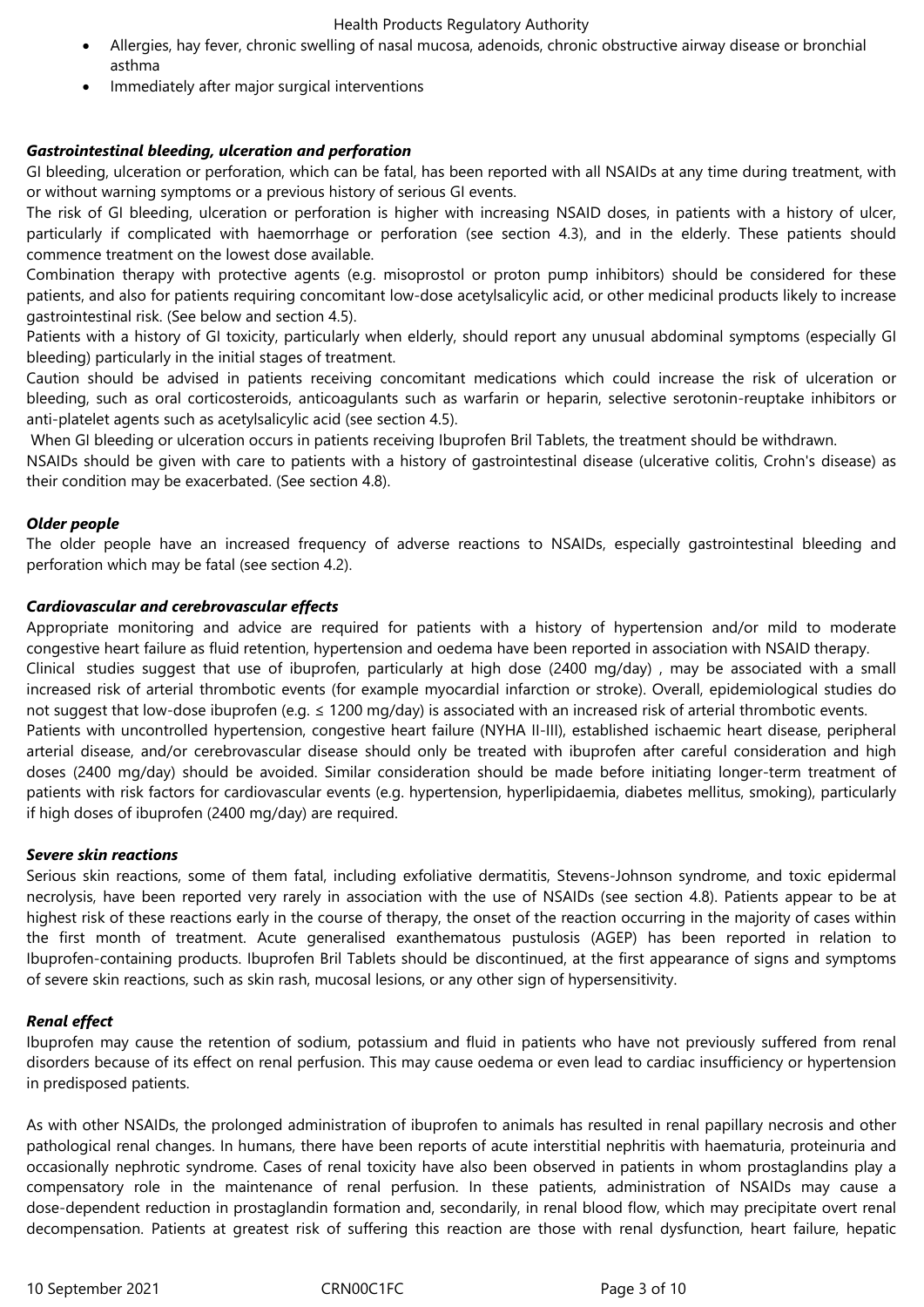- Allergies, hay fever, chronic swelling of nasal mucosa, adenoids, chronic obstructive airway disease or bronchial asthma
- Immediately after major surgical interventions

***Gastrointestinal bleeding, ulceration and perforation***

GI bleeding, ulceration or perforation, which can be fatal, has been reported with all NSAIDs at any time during treatment, with or without warning symptoms or a previous history of serious GI events.

The risk of GI bleeding, ulceration or perforation is higher with increasing NSAID doses, in patients with a history of ulcer, particularly if complicated with haemorrhage or perforation (see section 4.3), and in the elderly. These patients should commence treatment on the lowest dose available.

Combination therapy with protective agents (e.g. misoprostol or proton pump inhibitors) should be considered for these patients, and also for patients requiring concomitant low-dose acetylsalicylic acid, or other medicinal products likely to increase gastrointestinal risk. (See below and section 4.5).

Patients with a history of GI toxicity, particularly when elderly, should report any unusual abdominal symptoms (especially GI bleeding) particularly in the initial stages of treatment.

Caution should be advised in patients receiving concomitant medications which could increase the risk of ulceration or bleeding, such as oral corticosteroids, anticoagulants such as warfarin or heparin, selective serotonin-reuptake inhibitors or anti-platelet agents such as acetylsalicylic acid (see section 4.5).

When GI bleeding or ulceration occurs in patients receiving Ibuprofen Bril Tablets, the treatment should be withdrawn.

NSAIDs should be given with care to patients with a history of gastrointestinal disease (ulcerative colitis, Crohn's disease) as their condition may be exacerbated. (See section 4.8).

***Older people***

The older people have an increased frequency of adverse reactions to NSAIDs, especially gastrointestinal bleeding and perforation which may be fatal (see section 4.2).

***Cardiovascular and cerebrovascular effects***

Appropriate monitoring and advice are required for patients with a history of hypertension and/or mild to moderate congestive heart failure as fluid retention, hypertension and oedema have been reported in association with NSAID therapy.

Clinical studies suggest that use of ibuprofen, particularly at high dose (2400 mg/day) , may be associated with a small increased risk of arterial thrombotic events (for example myocardial infarction or stroke). Overall, epidemiological studies do not suggest that low-dose ibuprofen (e.g. ≤ 1200 mg/day) is associated with an increased risk of arterial thrombotic events.

Patients with uncontrolled hypertension, congestive heart failure (NYHA II-III), established ischaemic heart disease, peripheral arterial disease, and/or cerebrovascular disease should only be treated with ibuprofen after careful consideration and high doses (2400 mg/day) should be avoided. Similar consideration should be made before initiating longer-term treatment of patients with risk factors for cardiovascular events (e.g. hypertension, hyperlipidaemia, diabetes mellitus, smoking), particularly if high doses of ibuprofen (2400 mg/day) are required.

***Severe skin reactions***

Serious skin reactions, some of them fatal, including exfoliative dermatitis, Stevens-Johnson syndrome, and toxic epidermal necrolysis, have been reported very rarely in association with the use of NSAIDs (see section 4.8). Patients appear to be at highest risk of these reactions early in the course of therapy, the onset of the reaction occurring in the majority of cases within the first month of treatment. Acute generalised exanthematous pustulosis (AGEP) has been reported in relation to Ibuprofen-containing products. Ibuprofen Bril Tablets should be discontinued, at the first appearance of signs and symptoms of severe skin reactions, such as skin rash, mucosal lesions, or any other sign of hypersensitivity.

***Renal effect***

Ibuprofen may cause the retention of sodium, potassium and fluid in patients who have not previously suffered from renal disorders because of its effect on renal perfusion. This may cause oedema or even lead to cardiac insufficiency or hypertension in predisposed patients.

As with other NSAIDs, the prolonged administration of ibuprofen to animals has resulted in renal papillary necrosis and other pathological renal changes. In humans, there have been reports of acute interstitial nephritis with haematuria, proteinuria and occasionally nephrotic syndrome. Cases of renal toxicity have also been observed in patients in whom prostaglandins play a compensatory role in the maintenance of renal perfusion. In these patients, administration of NSAIDs may cause a dose-dependent reduction in prostaglandin formation and, secondarily, in renal blood flow, which may precipitate overt renal decompensation. Patients at greatest risk of suffering this reaction are those with renal dysfunction, heart failure, hepatic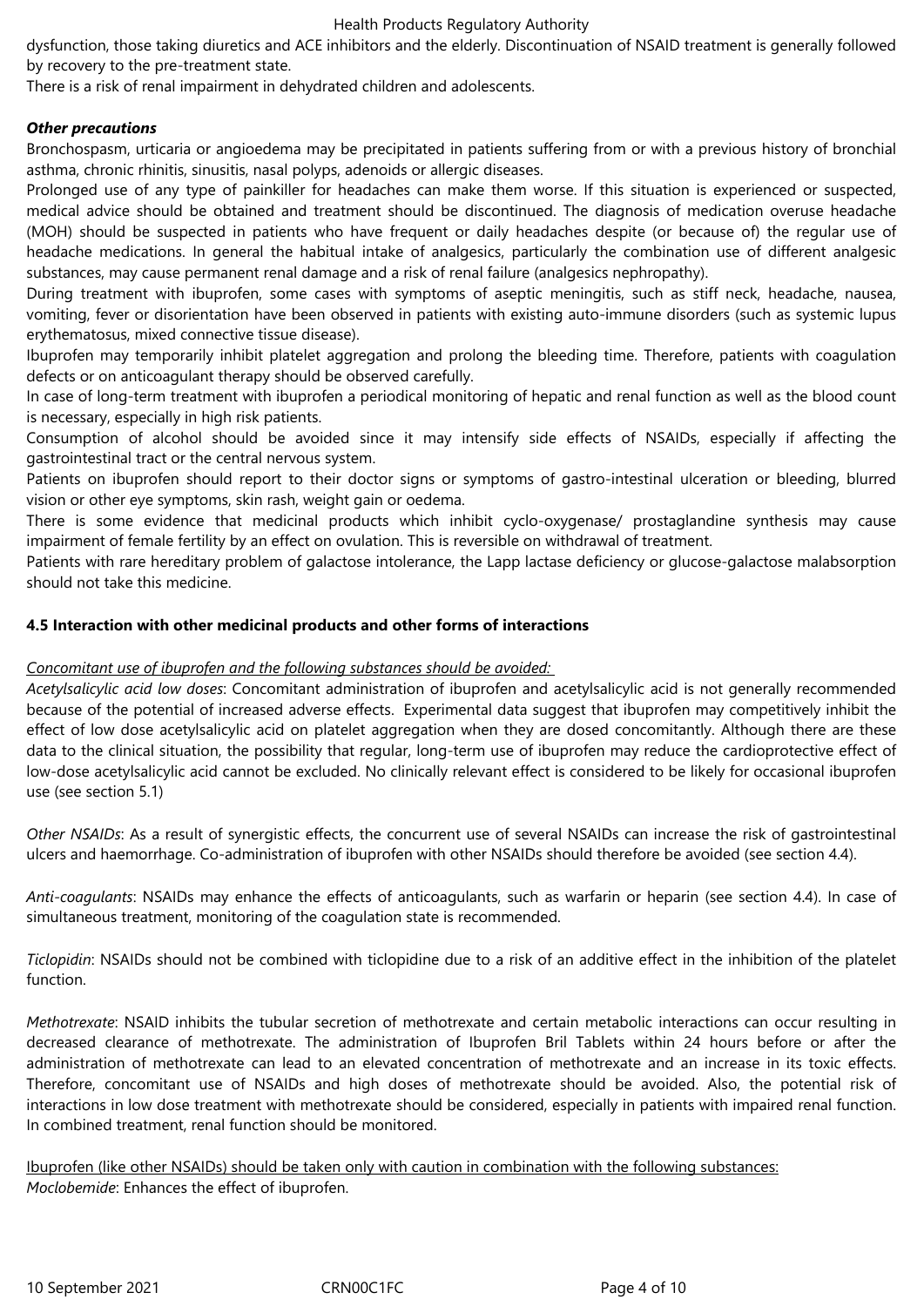dysfunction, those taking diuretics and ACE inhibitors and the elderly. Discontinuation of NSAID treatment is generally followed by recovery to the pre-treatment state.
There is a risk of renal impairment in dehydrated children and adolescents.

***Other precautions***

Bronchospasm, urticaria or angioedema may be precipitated in patients suffering from or with a previous history of bronchial asthma, chronic rhinitis, sinusitis, nasal polyps, adenoids or allergic diseases.
Prolonged use of any type of painkiller for headaches can make them worse. If this situation is experienced or suspected, medical advice should be obtained and treatment should be discontinued. The diagnosis of medication overuse headache (MOH) should be suspected in patients who have frequent or daily headaches despite (or because of) the regular use of headache medications. In general the habitual intake of analgesics, particularly the combination use of different analgesic substances, may cause permanent renal damage and a risk of renal failure (analgesics nephropathy).
During treatment with ibuprofen, some cases with symptoms of aseptic meningitis, such as stiff neck, headache, nausea, vomiting, fever or disorientation have been observed in patients with existing auto-immune disorders (such as systemic lupus erythematosus, mixed connective tissue disease).
Ibuprofen may temporarily inhibit platelet aggregation and prolong the bleeding time. Therefore, patients with coagulation defects or on anticoagulant therapy should be observed carefully.
In case of long-term treatment with ibuprofen a periodical monitoring of hepatic and renal function as well as the blood count is necessary, especially in high risk patients.
Consumption of alcohol should be avoided since it may intensify side effects of NSAIDs, especially if affecting the gastrointestinal tract or the central nervous system.
Patients on ibuprofen should report to their doctor signs or symptoms of gastro-intestinal ulceration or bleeding, blurred vision or other eye symptoms, skin rash, weight gain or oedema.
There is some evidence that medicinal products which inhibit cyclo-oxygenase/ prostaglandine synthesis may cause impairment of female fertility by an effect on ovulation. This is reversible on withdrawal of treatment.
Patients with rare hereditary problem of galactose intolerance, the Lapp lactase deficiency or glucose-galactose malabsorption should not take this medicine.

**4.5 Interaction with other medicinal products and other forms of interactions**

Concomitant use of ibuprofen and the following substances should be avoided:

*Acetylsalicylic acid low doses*: Concomitant administration of ibuprofen and acetylsalicylic acid is not generally recommended because of the potential of increased adverse effects. Experimental data suggest that ibuprofen may competitively inhibit the effect of low dose acetylsalicylic acid on platelet aggregation when they are dosed concomitantly. Although there are these data to the clinical situation, the possibility that regular, long-term use of ibuprofen may reduce the cardioprotective effect of low-dose acetylsalicylic acid cannot be excluded. No clinically relevant effect is considered to be likely for occasional ibuprofen use (see section 5.1)

*Other NSAIDs*: As a result of synergistic effects, the concurrent use of several NSAIDs can increase the risk of gastrointestinal ulcers and haemorrhage. Co-administration of ibuprofen with other NSAIDs should therefore be avoided (see section 4.4).

*Anti-coagulants*: NSAIDs may enhance the effects of anticoagulants, such as warfarin or heparin (see section 4.4). In case of simultaneous treatment, monitoring of the coagulation state is recommended.

*Ticlopidin*: NSAIDs should not be combined with ticlopidine due to a risk of an additive effect in the inhibition of the platelet function.

*Methotrexate*: NSAID inhibits the tubular secretion of methotrexate and certain metabolic interactions can occur resulting in decreased clearance of methotrexate. The administration of Ibuprofen Bril Tablets within 24 hours before or after the administration of methotrexate can lead to an elevated concentration of methotrexate and an increase in its toxic effects. Therefore, concomitant use of NSAIDs and high doses of methotrexate should be avoided. Also, the potential risk of interactions in low dose treatment with methotrexate should be considered, especially in patients with impaired renal function. In combined treatment, renal function should be monitored.

Ibuprofen (like other NSAIDs) should be taken only with caution in combination with the following substances:
*Moclobemide*: Enhances the effect of ibuprofen.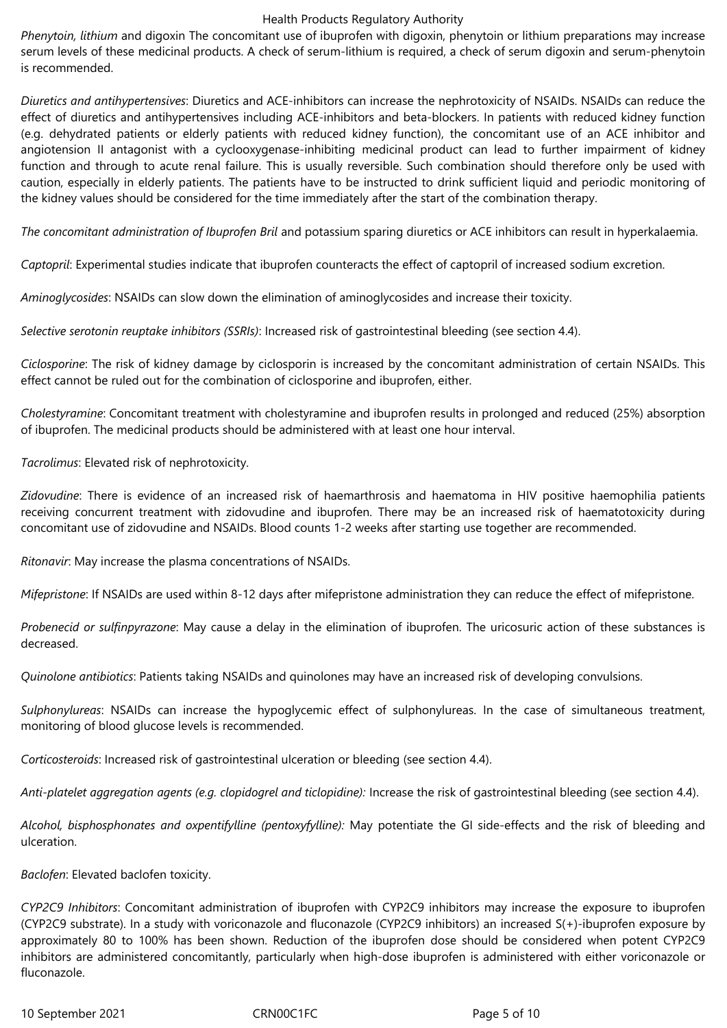*Phenytoin, lithium* and digoxin The concomitant use of ibuprofen with digoxin, phenytoin or lithium preparations may increase serum levels of these medicinal products. A check of serum-lithium is required, a check of serum digoxin and serum-phenytoin is recommended.

*Diuretics and antihypertensives*: Diuretics and ACE-inhibitors can increase the nephrotoxicity of NSAIDs. NSAIDs can reduce the effect of diuretics and antihypertensives including ACE-inhibitors and beta-blockers. In patients with reduced kidney function (e.g. dehydrated patients or elderly patients with reduced kidney function), the concomitant use of an ACE inhibitor and angiotension II antagonist with a cyclooxygenase-inhibiting medicinal product can lead to further impairment of kidney function and through to acute renal failure. This is usually reversible. Such combination should therefore only be used with caution, especially in elderly patients. The patients have to be instructed to drink sufficient liquid and periodic monitoring of the kidney values should be considered for the time immediately after the start of the combination therapy.

*The concomitant administration of Ibuprofen Bril* and potassium sparing diuretics or ACE inhibitors can result in hyperkalaemia.

*Captopril*: Experimental studies indicate that ibuprofen counteracts the effect of captopril of increased sodium excretion.

*Aminoglycosides*: NSAIDs can slow down the elimination of aminoglycosides and increase their toxicity.

*Selective serotonin reuptake inhibitors (SSRIs)*: Increased risk of gastrointestinal bleeding (see section 4.4).

*Ciclosporine*: The risk of kidney damage by ciclosporin is increased by the concomitant administration of certain NSAIDs. This effect cannot be ruled out for the combination of ciclosporine and ibuprofen, either.

*Cholestyramine*: Concomitant treatment with cholestyramine and ibuprofen results in prolonged and reduced (25%) absorption of ibuprofen. The medicinal products should be administered with at least one hour interval.

*Tacrolimus*: Elevated risk of nephrotoxicity.

*Zidovudine*: There is evidence of an increased risk of haemarthrosis and haematoma in HIV positive haemophilia patients receiving concurrent treatment with zidovudine and ibuprofen. There may be an increased risk of haematotoxicity during concomitant use of zidovudine and NSAIDs. Blood counts 1-2 weeks after starting use together are recommended.

*Ritonavir*: May increase the plasma concentrations of NSAIDs.

*Mifepristone*: If NSAIDs are used within 8-12 days after mifepristone administration they can reduce the effect of mifepristone.

*Probenecid or sulfinpyrazone*: May cause a delay in the elimination of ibuprofen. The uricosuric action of these substances is decreased.

*Quinolone antibiotics*: Patients taking NSAIDs and quinolones may have an increased risk of developing convulsions.

*Sulphonylureas*: NSAIDs can increase the hypoglycemic effect of sulphonylureas. In the case of simultaneous treatment, monitoring of blood glucose levels is recommended.

*Corticosteroids*: Increased risk of gastrointestinal ulceration or bleeding (see section 4.4).

*Anti-platelet aggregation agents (e.g. clopidogrel and ticlopidine):* Increase the risk of gastrointestinal bleeding (see section 4.4).

*Alcohol, bisphosphonates and oxpentifylline (pentoxyfylline):* May potentiate the GI side-effects and the risk of bleeding and ulceration.

*Baclofen*: Elevated baclofen toxicity.

*CYP2C9 Inhibitors*: Concomitant administration of ibuprofen with CYP2C9 inhibitors may increase the exposure to ibuprofen (CYP2C9 substrate). In a study with voriconazole and fluconazole (CYP2C9 inhibitors) an increased S(+)-ibuprofen exposure by approximately 80 to 100% has been shown. Reduction of the ibuprofen dose should be considered when potent CYP2C9 inhibitors are administered concomitantly, particularly when high-dose ibuprofen is administered with either voriconazole or fluconazole.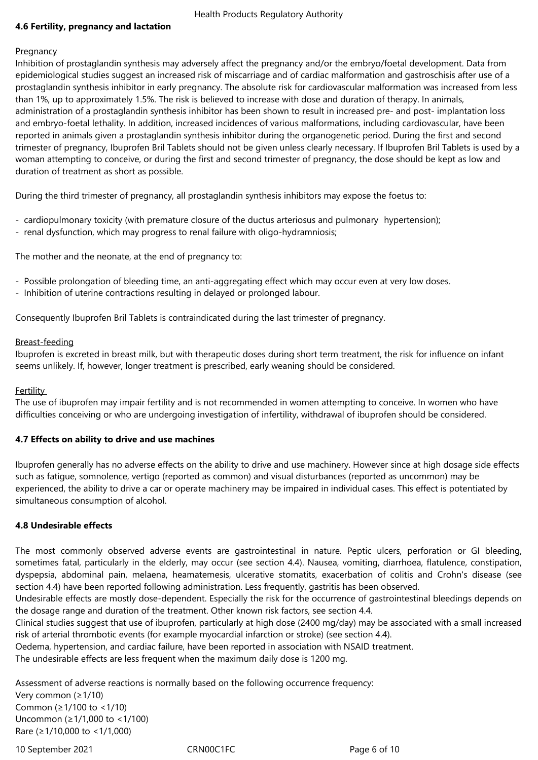## 4.6 Fertility, pregnancy and lactation

Pregnancy

Inhibition of prostaglandin synthesis may adversely affect the pregnancy and/or the embryo/foetal development. Data from epidemiological studies suggest an increased risk of miscarriage and of cardiac malformation and gastroschisis after use of a prostaglandin synthesis inhibitor in early pregnancy. The absolute risk for cardiovascular malformation was increased from less than 1%, up to approximately 1.5%. The risk is believed to increase with dose and duration of therapy. In animals, administration of a prostaglandin synthesis inhibitor has been shown to result in increased pre- and post- implantation loss and embryo-foetal lethality. In addition, increased incidences of various malformations, including cardiovascular, have been reported in animals given a prostaglandin synthesis inhibitor during the organogenetic period. During the first and second trimester of pregnancy, Ibuprofen Bril Tablets should not be given unless clearly necessary. If Ibuprofen Bril Tablets is used by a woman attempting to conceive, or during the first and second trimester of pregnancy, the dose should be kept as low and duration of treatment as short as possible.

During the third trimester of pregnancy, all prostaglandin synthesis inhibitors may expose the foetus to:

- cardiopulmonary toxicity (with premature closure of the ductus arteriosus and pulmonary hypertension);
- renal dysfunction, which may progress to renal failure with oligo-hydramniosis;

The mother and the neonate, at the end of pregnancy to:

- Possible prolongation of bleeding time, an anti-aggregating effect which may occur even at very low doses.
- Inhibition of uterine contractions resulting in delayed or prolonged labour.

Consequently Ibuprofen Bril Tablets is contraindicated during the last trimester of pregnancy.

Breast-feeding

Ibuprofen is excreted in breast milk, but with therapeutic doses during short term treatment, the risk for influence on infant seems unlikely. If, however, longer treatment is prescribed, early weaning should be considered.

Fertility

The use of ibuprofen may impair fertility and is not recommended in women attempting to conceive. In women who have difficulties conceiving or who are undergoing investigation of infertility, withdrawal of ibuprofen should be considered.

## 4.7 Effects on ability to drive and use machines

Ibuprofen generally has no adverse effects on the ability to drive and use machinery. However since at high dosage side effects such as fatigue, somnolence, vertigo (reported as common) and visual disturbances (reported as uncommon) may be experienced, the ability to drive a car or operate machinery may be impaired in individual cases. This effect is potentiated by simultaneous consumption of alcohol.

## 4.8 Undesirable effects

The most commonly observed adverse events are gastrointestinal in nature. Peptic ulcers, perforation or GI bleeding, sometimes fatal, particularly in the elderly, may occur (see section 4.4). Nausea, vomiting, diarrhoea, flatulence, constipation, dyspepsia, abdominal pain, melaena, heamatemesis, ulcerative stomatits, exacerbation of colitis and Crohn's disease (see section 4.4) have been reported following administration. Less frequently, gastritis has been observed.

Undesirable effects are mostly dose-dependent. Especially the risk for the occurrence of gastrointestinal bleedings depends on the dosage range and duration of the treatment. Other known risk factors, see section 4.4.

Clinical studies suggest that use of ibuprofen, particularly at high dose (2400 mg/day) may be associated with a small increased risk of arterial thrombotic events (for example myocardial infarction or stroke) (see section 4.4).

Oedema, hypertension, and cardiac failure, have been reported in association with NSAID treatment.

The undesirable effects are less frequent when the maximum daily dose is 1200 mg.

Assessment of adverse reactions is normally based on the following occurrence frequency:

Very common (≥1/10)
Common (≥1/100 to <1/10)
Uncommon (≥1/1,000 to <1/100)
Rare (≥1/10,000 to <1/1,000)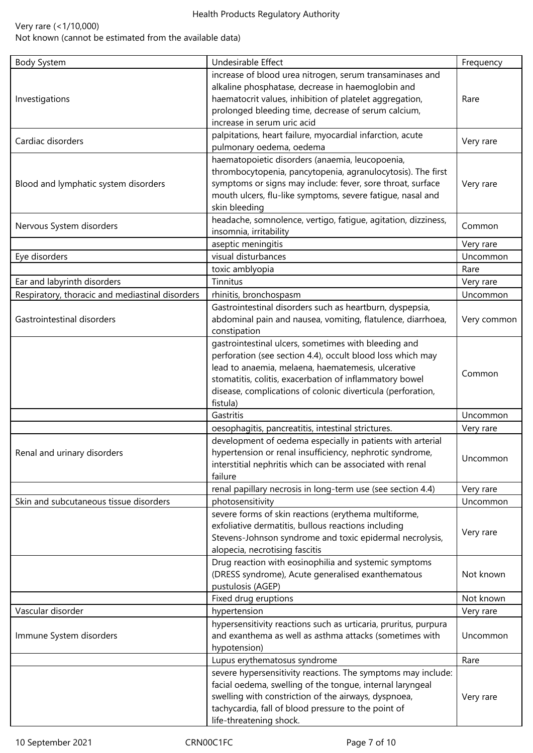Very rare (<1/10,000)
Not known (cannot be estimated from the available data)

| Body System | Undesirable Effect | Frequency |
|---|---|---|
| Investigations | increase of blood urea nitrogen, serum transaminases and alkaline phosphatase, decrease in haemoglobin and haematocrit values, inhibition of platelet aggregation, prolonged bleeding time, decrease of serum calcium, increase in serum uric acid | Rare |
| Cardiac disorders | palpitations, heart failure, myocardial infarction, acute pulmonary oedema, oedema | Very rare |
| Blood and lymphatic system disorders | haematopoietic disorders (anaemia, leucopoenia, thrombocytopenia, pancytopenia, agranulocytosis). The first symptoms or signs may include: fever, sore throat, surface mouth ulcers, flu-like symptoms, severe fatigue, nasal and skin bleeding | Very rare |
| Nervous System disorders | headache, somnolence, vertigo, fatigue, agitation, dizziness, insomnia, irritability | Common |
| | aseptic meningitis | Very rare |
| Eye disorders | visual disturbances | Uncommon |
| | toxic amblyopia | Rare |
| Ear and labyrinth disorders | Tinnitus | Very rare |
| Respiratory, thoracic and mediastinal disorders | rhinitis, bronchospasm | Uncommon |
| Gastrointestinal disorders | Gastrointestinal disorders such as heartburn, dyspepsia, abdominal pain and nausea, vomiting, flatulence, diarrhoea, constipation | Very common |
| | gastrointestinal ulcers, sometimes with bleeding and perforation (see section 4.4), occult blood loss which may lead to anaemia, melaena, haematemesis, ulcerative stomatitis, colitis, exacerbation of inflammatory bowel disease, complications of colonic diverticula (perforation, fistula) | Common |
| | Gastritis | Uncommon |
| | oesophagitis, pancreatitis, intestinal strictures. | Very rare |
| Renal and urinary disorders | development of oedema especially in patients with arterial hypertension or renal insufficiency, nephrotic syndrome, interstitial nephritis which can be associated with renal failure | Uncommon |
| | renal papillary necrosis in long-term use (see section 4.4) | Very rare |
| Skin and subcutaneous tissue disorders | photosensitivity | Uncommon |
| | severe forms of skin reactions (erythema multiforme, exfoliative dermatitis, bullous reactions including Stevens-Johnson syndrome and toxic epidermal necrolysis, alopecia, necrotising fascitis | Very rare |
| | Drug reaction with eosinophilia and systemic symptoms (DRESS syndrome), Acute generalised exanthematous pustulosis (AGEP) | Not known |
| | Fixed drug eruptions | Not known |
| Vascular disorder | hypertension | Very rare |
| Immune System disorders | hypersensitivity reactions such as urticaria, pruritus, purpura and exanthema as well as asthma attacks (sometimes with hypotension) | Uncommon |
| | Lupus erythematosus syndrome | Rare |
| | severe hypersensitivity reactions. The symptoms may include: facial oedema, swelling of the tongue, internal laryngeal swelling with constriction of the airways, dyspnoea, tachycardia, fall of blood pressure to the point of life-threatening shock. | Very rare |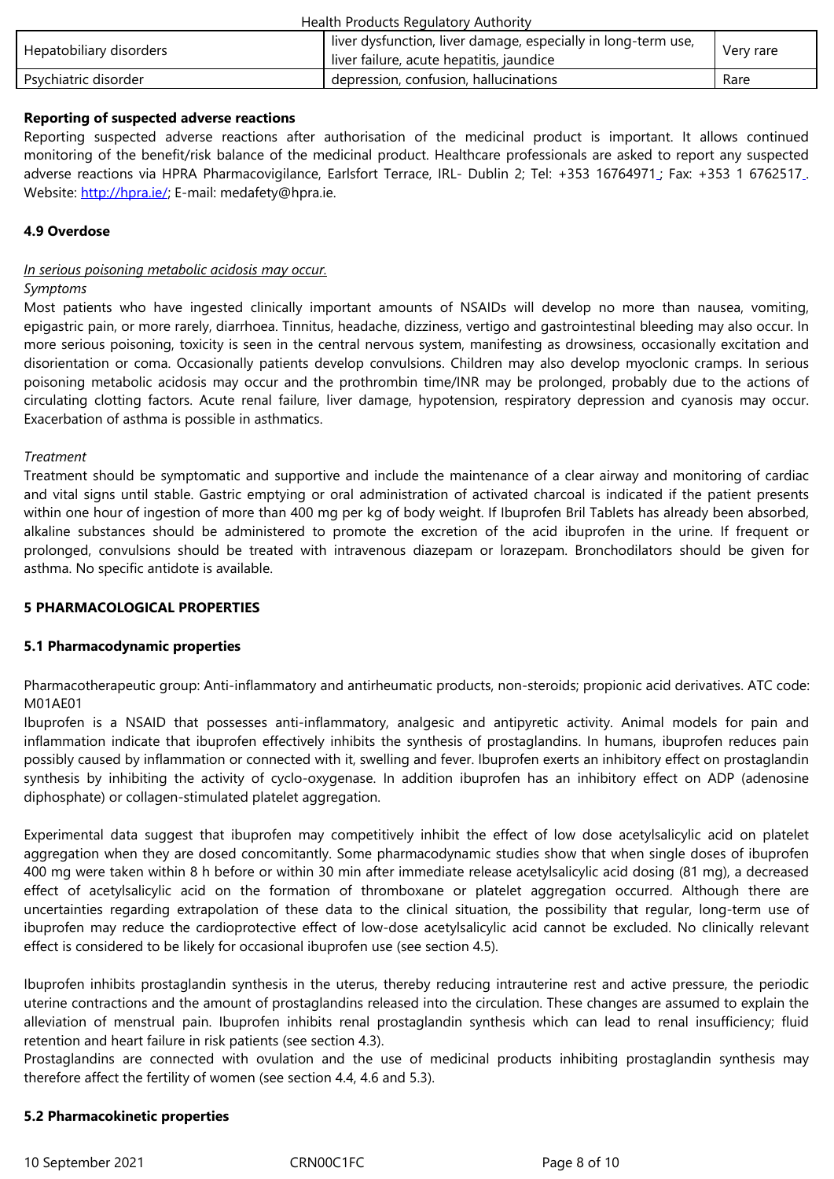| Hepatobiliary disorders | liver dysfunction, liver damage, especially in long-term use, liver failure, acute hepatitis, jaundice | Very rare |
|---|---|---|
| Psychiatric disorder | depression, confusion, hallucinations | Rare |

**Reporting of suspected adverse reactions**

Reporting suspected adverse reactions after authorisation of the medicinal product is important. It allows continued monitoring of the benefit/risk balance of the medicinal product. Healthcare professionals are asked to report any suspected adverse reactions via HPRA Pharmacovigilance, Earlsfort Terrace, IRL- Dublin 2; Tel: +353 16764971 ; Fax: +353 1 6762517 . Website: http://hpra.ie/; E-mail: medafety@hpra.ie.

**4.9 Overdose**

_In serious poisoning metabolic acidosis may occur._

*Symptoms*

Most patients who have ingested clinically important amounts of NSAIDs will develop no more than nausea, vomiting, epigastric pain, or more rarely, diarrhoea. Tinnitus, headache, dizziness, vertigo and gastrointestinal bleeding may also occur. In more serious poisoning, toxicity is seen in the central nervous system, manifesting as drowsiness, occasionally excitation and disorientation or coma. Occasionally patients develop convulsions. Children may also develop myoclonic cramps. In serious poisoning metabolic acidosis may occur and the prothrombin time/INR may be prolonged, probably due to the actions of circulating clotting factors. Acute renal failure, liver damage, hypotension, respiratory depression and cyanosis may occur. Exacerbation of asthma is possible in asthmatics.

*Treatment*

Treatment should be symptomatic and supportive and include the maintenance of a clear airway and monitoring of cardiac and vital signs until stable. Gastric emptying or oral administration of activated charcoal is indicated if the patient presents within one hour of ingestion of more than 400 mg per kg of body weight. If Ibuprofen Bril Tablets has already been absorbed, alkaline substances should be administered to promote the excretion of the acid ibuprofen in the urine. If frequent or prolonged, convulsions should be treated with intravenous diazepam or lorazepam. Bronchodilators should be given for asthma. No specific antidote is available.

**5 PHARMACOLOGICAL PROPERTIES**

**5.1 Pharmacodynamic properties**

Pharmacotherapeutic group: Anti-inflammatory and antirheumatic products, non-steroids; propionic acid derivatives. ATC code: M01AE01

Ibuprofen is a NSAID that possesses anti-inflammatory, analgesic and antipyretic activity. Animal models for pain and inflammation indicate that ibuprofen effectively inhibits the synthesis of prostaglandins. In humans, ibuprofen reduces pain possibly caused by inflammation or connected with it, swelling and fever. Ibuprofen exerts an inhibitory effect on prostaglandin synthesis by inhibiting the activity of cyclo-oxygenase. In addition ibuprofen has an inhibitory effect on ADP (adenosine diphosphate) or collagen-stimulated platelet aggregation.

Experimental data suggest that ibuprofen may competitively inhibit the effect of low dose acetylsalicylic acid on platelet aggregation when they are dosed concomitantly. Some pharmacodynamic studies show that when single doses of ibuprofen 400 mg were taken within 8 h before or within 30 min after immediate release acetylsalicylic acid dosing (81 mg), a decreased effect of acetylsalicylic acid on the formation of thromboxane or platelet aggregation occurred. Although there are uncertainties regarding extrapolation of these data to the clinical situation, the possibility that regular, long-term use of ibuprofen may reduce the cardioprotective effect of low-dose acetylsalicylic acid cannot be excluded. No clinically relevant effect is considered to be likely for occasional ibuprofen use (see section 4.5).

Ibuprofen inhibits prostaglandin synthesis in the uterus, thereby reducing intrauterine rest and active pressure, the periodic uterine contractions and the amount of prostaglandins released into the circulation. These changes are assumed to explain the alleviation of menstrual pain. Ibuprofen inhibits renal prostaglandin synthesis which can lead to renal insufficiency; fluid retention and heart failure in risk patients (see section 4.3).

Prostaglandins are connected with ovulation and the use of medicinal products inhibiting prostaglandin synthesis may therefore affect the fertility of women (see section 4.4, 4.6 and 5.3).

**5.2 Pharmacokinetic properties**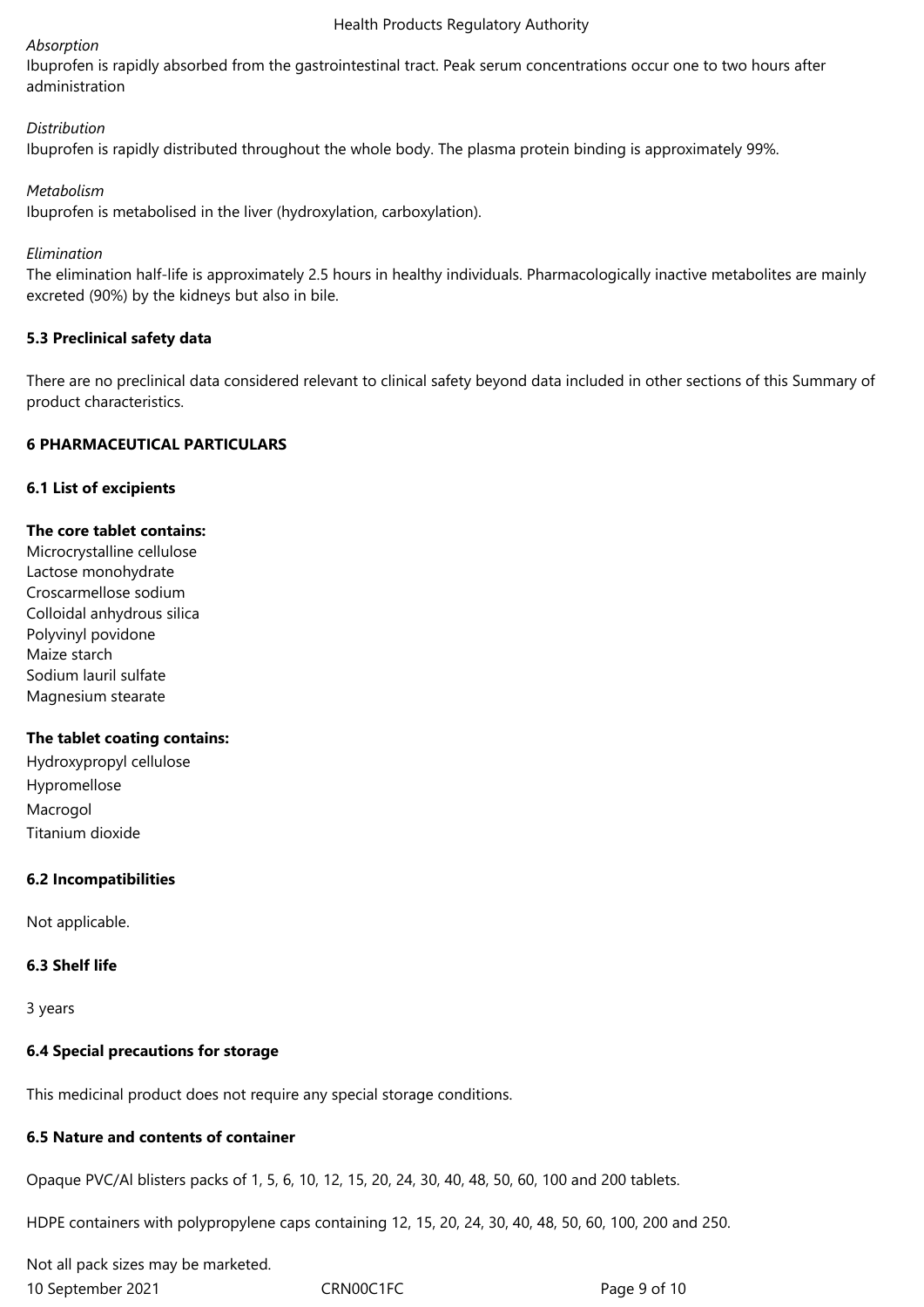*Absorption*

Ibuprofen is rapidly absorbed from the gastrointestinal tract. Peak serum concentrations occur one to two hours after administration

*Distribution*

Ibuprofen is rapidly distributed throughout the whole body. The plasma protein binding is approximately 99%.

*Metabolism*

Ibuprofen is metabolised in the liver (hydroxylation, carboxylation).

*Elimination*

The elimination half-life is approximately 2.5 hours in healthy individuals. Pharmacologically inactive metabolites are mainly excreted (90%) by the kidneys but also in bile.

### 5.3 Preclinical safety data

There are no preclinical data considered relevant to clinical safety beyond data included in other sections of this Summary of product characteristics.

## 6 PHARMACEUTICAL PARTICULARS

### 6.1 List of excipients

**The core tablet contains:**

Microcrystalline cellulose
Lactose monohydrate
Croscarmellose sodium
Colloidal anhydrous silica
Polyvinyl povidone
Maize starch
Sodium lauril sulfate
Magnesium stearate

**The tablet coating contains:**

Hydroxypropyl cellulose
Hypromellose
Macrogol
Titanium dioxide

### 6.2 Incompatibilities

Not applicable.

### 6.3 Shelf life

3 years

### 6.4 Special precautions for storage

This medicinal product does not require any special storage conditions.

### 6.5 Nature and contents of container

Opaque PVC/Al blisters packs of 1, 5, 6, 10, 12, 15, 20, 24, 30, 40, 48, 50, 60, 100 and 200 tablets.

HDPE containers with polypropylene caps containing 12, 15, 20, 24, 30, 40, 48, 50, 60, 100, 200 and 250.

Not all pack sizes may be marketed.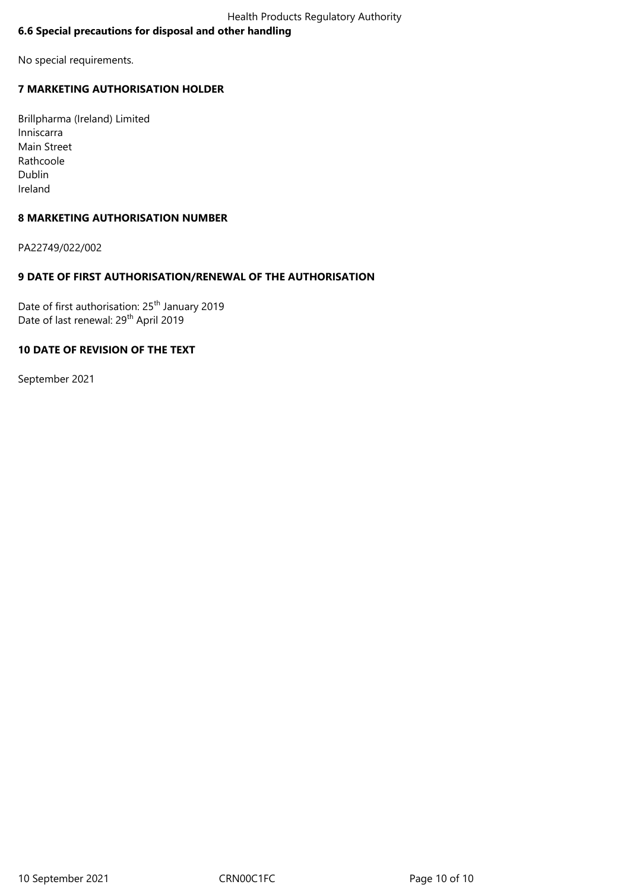### 6.6 Special precautions for disposal and other handling

No special requirements.

## 7 MARKETING AUTHORISATION HOLDER

Brillpharma (Ireland) Limited
Inniscarra
Main Street
Rathcoole
Dublin
Ireland

## 8 MARKETING AUTHORISATION NUMBER

PA22749/022/002

## 9 DATE OF FIRST AUTHORISATION/RENEWAL OF THE AUTHORISATION

Date of first authorisation: 25th January 2019
Date of last renewal: 29th April 2019

## 10 DATE OF REVISION OF THE TEXT

September 2021